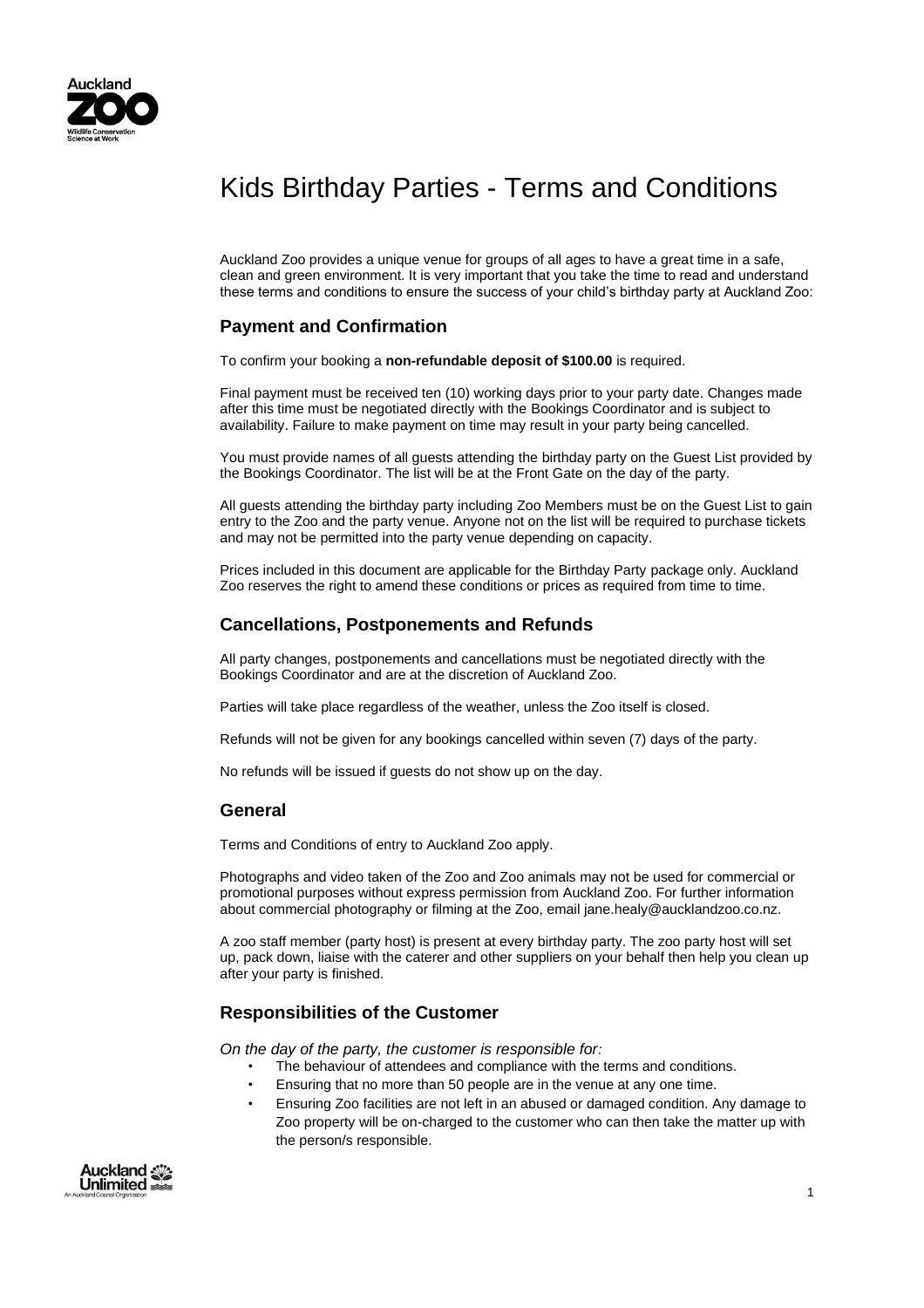# Kids Birthday Parties - Terms and Conditions

Auckland Zoo provides a unique venue for groups of all ages to have a great time in a safe, clean and green environment. It is very important that you take the time to read and understand these terms and conditions to ensure the success of your child's birthday party at Auckland Zoo:

## Payment and Confirmation

To confirm your booking a **non-refundable deposit of $100.00** is required.

Final payment must be received ten (10) working days prior to your party date. Changes made after this time must be negotiated directly with the Bookings Coordinator and is subject to availability. Failure to make payment on time may result in your party being cancelled.

You must provide names of all guests attending the birthday party on the Guest List provided by the Bookings Coordinator. The list will be at the Front Gate on the day of the party.

All guests attending the birthday party including Zoo Members must be on the Guest List to gain entry to the Zoo and the party venue. Anyone not on the list will be required to purchase tickets and may not be permitted into the party venue depending on capacity.

Prices included in this document are applicable for the Birthday Party package only. Auckland Zoo reserves the right to amend these conditions or prices as required from time to time.

## Cancellations, Postponements and Refunds

All party changes, postponements and cancellations must be negotiated directly with the Bookings Coordinator and are at the discretion of Auckland Zoo.

Parties will take place regardless of the weather, unless the Zoo itself is closed.

Refunds will not be given for any bookings cancelled within seven (7) days of the party.

No refunds will be issued if guests do not show up on the day.

## General

Terms and Conditions of entry to Auckland Zoo apply.

Photographs and video taken of the Zoo and Zoo animals may not be used for commercial or promotional purposes without express permission from Auckland Zoo. For further information about commercial photography or filming at the Zoo, email jane.healy@aucklandzoo.co.nz.

A zoo staff member (party host) is present at every birthday party. The zoo party host will set up, pack down, liaise with the caterer and other suppliers on your behalf then help you clean up after your party is finished.

## Responsibilities of the Customer

*On the day of the party, the customer is responsible for:*

- The behaviour of attendees and compliance with the terms and conditions.
- Ensuring that no more than 50 people are in the venue at any one time.
- Ensuring Zoo facilities are not left in an abused or damaged condition. Any damage to Zoo property will be on-charged to the customer who can then take the matter up with the person/s responsible.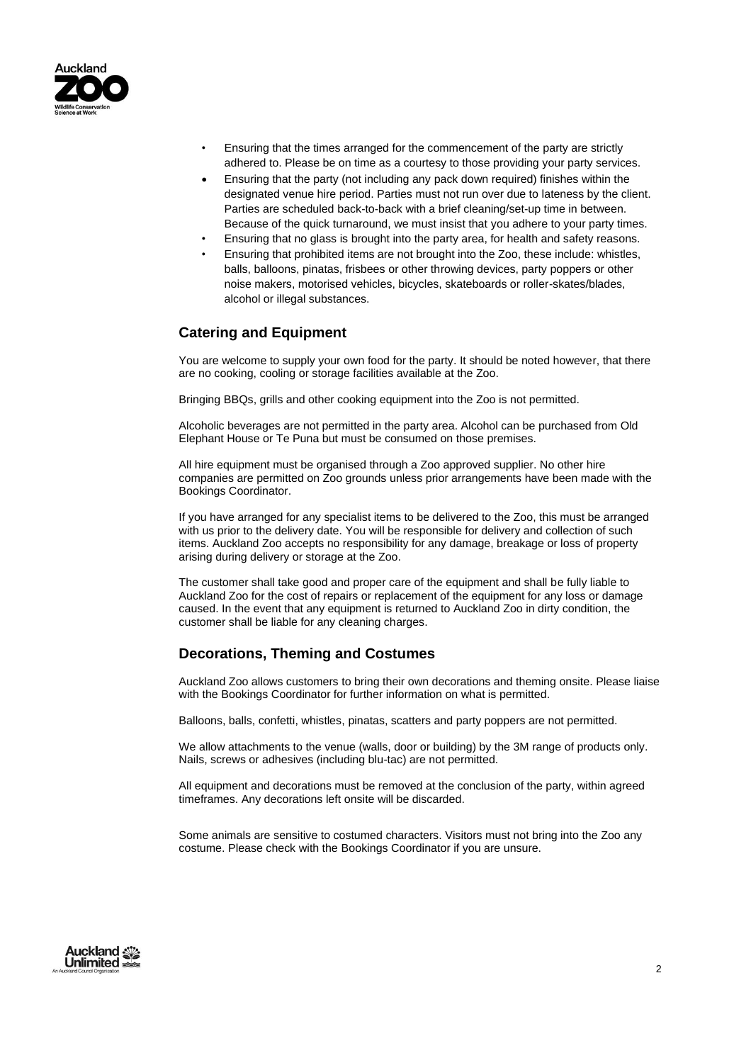- Ensuring that the times arranged for the commencement of the party are strictly adhered to. Please be on time as a courtesy to those providing your party services.
- Ensuring that the party (not including any pack down required) finishes within the designated venue hire period. Parties must not run over due to lateness by the client. Parties are scheduled back-to-back with a brief cleaning/set-up time in between. Because of the quick turnaround, we must insist that you adhere to your party times.
- Ensuring that no glass is brought into the party area, for health and safety reasons.
- Ensuring that prohibited items are not brought into the Zoo, these include: whistles, balls, balloons, pinatas, frisbees or other throwing devices, party poppers or other noise makers, motorised vehicles, bicycles, skateboards or roller-skates/blades, alcohol or illegal substances.

## Catering and Equipment

You are welcome to supply your own food for the party. It should be noted however, that there are no cooking, cooling or storage facilities available at the Zoo.

Bringing BBQs, grills and other cooking equipment into the Zoo is not permitted.

Alcoholic beverages are not permitted in the party area. Alcohol can be purchased from Old Elephant House or Te Puna but must be consumed on those premises.

All hire equipment must be organised through a Zoo approved supplier. No other hire companies are permitted on Zoo grounds unless prior arrangements have been made with the Bookings Coordinator.

If you have arranged for any specialist items to be delivered to the Zoo, this must be arranged with us prior to the delivery date. You will be responsible for delivery and collection of such items. Auckland Zoo accepts no responsibility for any damage, breakage or loss of property arising during delivery or storage at the Zoo.

The customer shall take good and proper care of the equipment and shall be fully liable to Auckland Zoo for the cost of repairs or replacement of the equipment for any loss or damage caused. In the event that any equipment is returned to Auckland Zoo in dirty condition, the customer shall be liable for any cleaning charges.

## Decorations, Theming and Costumes

Auckland Zoo allows customers to bring their own decorations and theming onsite. Please liaise with the Bookings Coordinator for further information on what is permitted.

Balloons, balls, confetti, whistles, pinatas, scatters and party poppers are not permitted.

We allow attachments to the venue (walls, door or building) by the 3M range of products only. Nails, screws or adhesives (including blu-tac) are not permitted.

All equipment and decorations must be removed at the conclusion of the party, within agreed timeframes. Any decorations left onsite will be discarded.

Some animals are sensitive to costumed characters. Visitors must not bring into the Zoo any costume. Please check with the Bookings Coordinator if you are unsure.